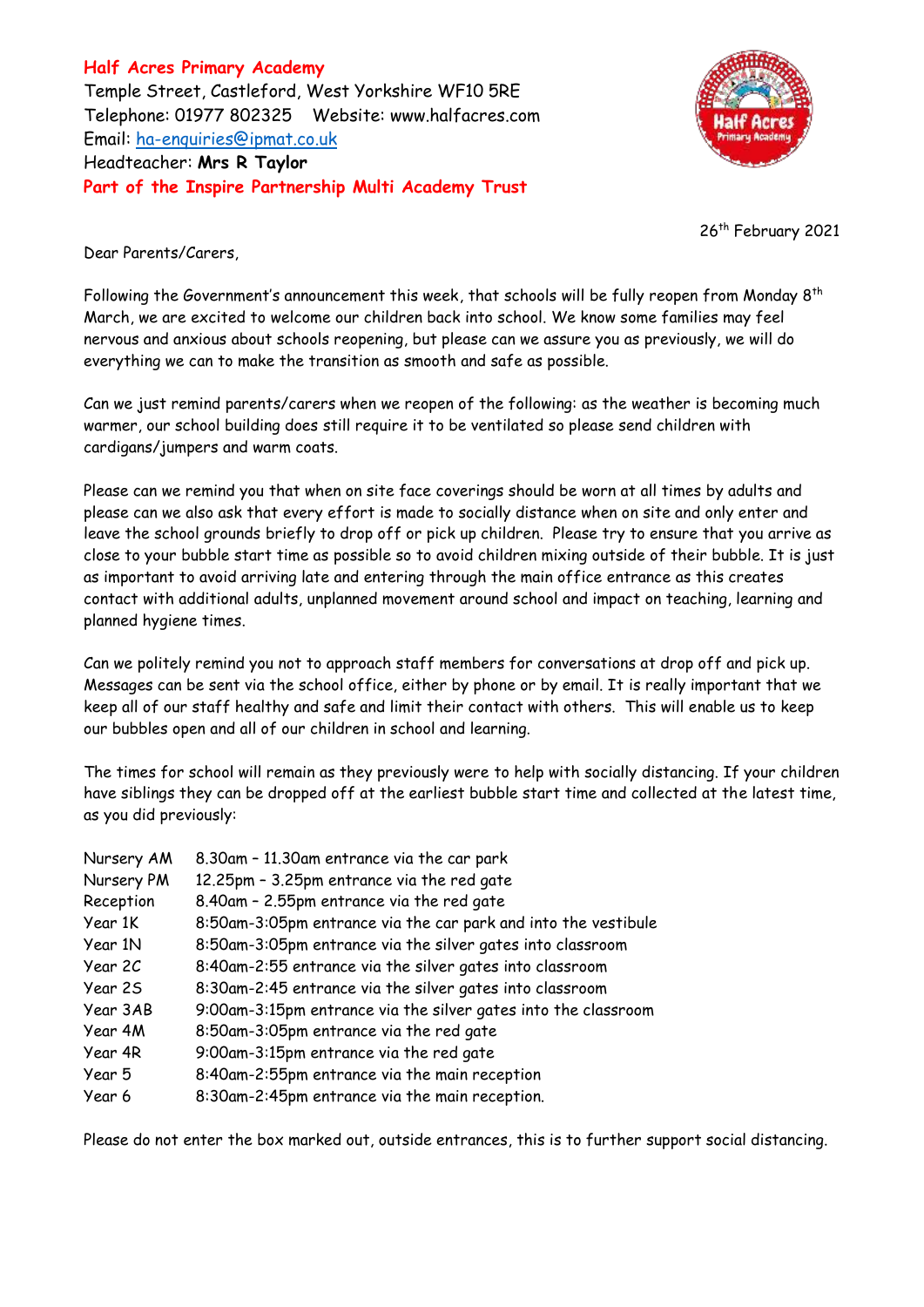**Half Acres Primary Academy**
Temple Street, Castleford, West Yorkshire WF10 5RE
Telephone: 01977 802325 Website: www.halfacres.com
Email: ha-enquiries@ipmat.co.uk
Headteacher: **Mrs R Taylor**
**Part of the Inspire Partnership Multi Academy Trust**

26th February 2021

Dear Parents/Carers,

Following the Government's announcement this week, that schools will be fully reopen from Monday 8th March, we are excited to welcome our children back into school. We know some families may feel nervous and anxious about schools reopening, but please can we assure you as previously, we will do everything we can to make the transition as smooth and safe as possible.

Can we just remind parents/carers when we reopen of the following: as the weather is becoming much warmer, our school building does still require it to be ventilated so please send children with cardigans/jumpers and warm coats.

Please can we remind you that when on site face coverings should be worn at all times by adults and please can we also ask that every effort is made to socially distance when on site and only enter and leave the school grounds briefly to drop off or pick up children. Please try to ensure that you arrive as close to your bubble start time as possible so to avoid children mixing outside of their bubble. It is just as important to avoid arriving late and entering through the main office entrance as this creates contact with additional adults, unplanned movement around school and impact on teaching, learning and planned hygiene times.

Can we politely remind you not to approach staff members for conversations at drop off and pick up. Messages can be sent via the school office, either by phone or by email. It is really important that we keep all of our staff healthy and safe and limit their contact with others. This will enable us to keep our bubbles open and all of our children in school and learning.

The times for school will remain as they previously were to help with socially distancing. If your children have siblings they can be dropped off at the earliest bubble start time and collected at the latest time, as you did previously:

| | |
|---|---|
| Nursery AM | 8.30am – 11.30am entrance via the car park |
| Nursery PM | 12.25pm – 3.25pm entrance via the red gate |
| Reception | 8.40am – 2.55pm entrance via the red gate |
| Year 1K | 8:50am-3:05pm entrance via the car park and into the vestibule |
| Year 1N | 8:50am-3:05pm entrance via the silver gates into classroom |
| Year 2C | 8:40am-2:55 entrance via the silver gates into classroom |
| Year 2S | 8:30am-2:45 entrance via the silver gates into classroom |
| Year 3AB | 9:00am-3:15pm entrance via the silver gates into the classroom |
| Year 4M | 8:50am-3:05pm entrance via the red gate |
| Year 4R | 9:00am-3:15pm entrance via the red gate |
| Year 5 | 8:40am-2:55pm entrance via the main reception |
| Year 6 | 8:30am-2:45pm entrance via the main reception. |

Please do not enter the box marked out, outside entrances, this is to further support social distancing.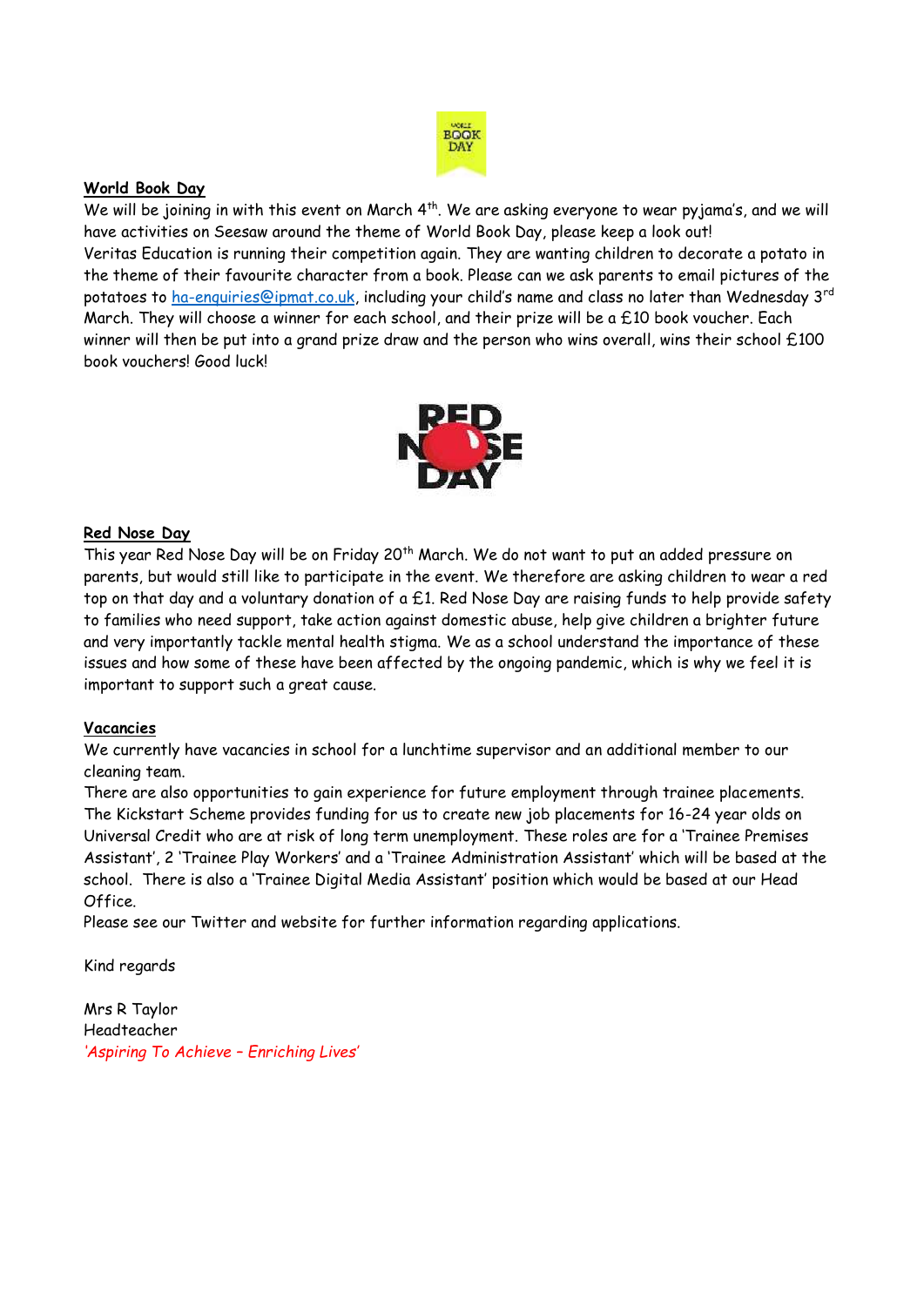## World Book Day

We will be joining in with this event on March 4th. We are asking everyone to wear pyjama's, and we will have activities on Seesaw around the theme of World Book Day, please keep a look out!

Veritas Education is running their competition again. They are wanting children to decorate a potato in the theme of their favourite character from a book. Please can we ask parents to email pictures of the potatoes to ha-enquiries@ipmat.co.uk, including your child's name and class no later than Wednesday 3rd March. They will choose a winner for each school, and their prize will be a £10 book voucher. Each winner will then be put into a grand prize draw and the person who wins overall, wins their school £100 book vouchers! Good luck!

## Red Nose Day

This year Red Nose Day will be on Friday 20th March. We do not want to put an added pressure on parents, but would still like to participate in the event. We therefore are asking children to wear a red top on that day and a voluntary donation of a £1. Red Nose Day are raising funds to help provide safety to families who need support, take action against domestic abuse, help give children a brighter future and very importantly tackle mental health stigma. We as a school understand the importance of these issues and how some of these have been affected by the ongoing pandemic, which is why we feel it is important to support such a great cause.

## Vacancies

We currently have vacancies in school for a lunchtime supervisor and an additional member to our cleaning team.

There are also opportunities to gain experience for future employment through trainee placements. The Kickstart Scheme provides funding for us to create new job placements for 16-24 year olds on Universal Credit who are at risk of long term unemployment. These roles are for a 'Trainee Premises Assistant', 2 'Trainee Play Workers' and a 'Trainee Administration Assistant' which will be based at the school. There is also a 'Trainee Digital Media Assistant' position which would be based at our Head Office.

Please see our Twitter and website for further information regarding applications.

Kind regards

Mrs R Taylor
Headteacher
*'Aspiring To Achieve – Enriching Lives'*